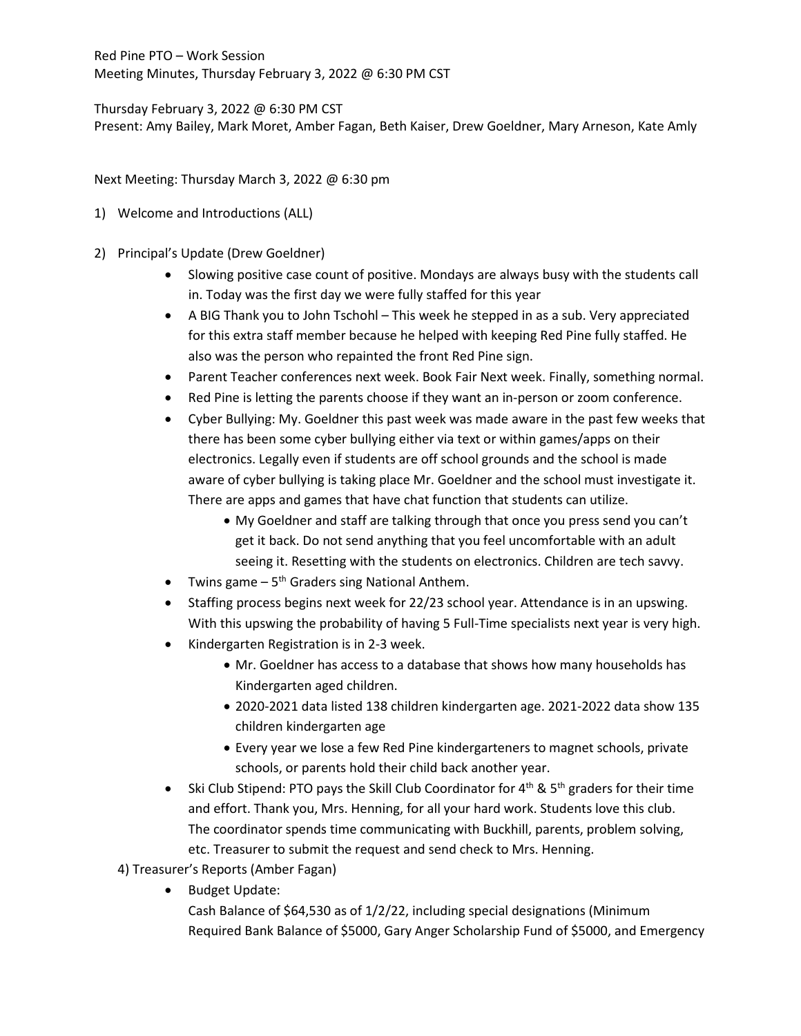Red Pine PTO – Work Session
Meeting Minutes, Thursday February 3, 2022 @ 6:30 PM CST

Thursday February 3, 2022 @ 6:30 PM CST
Present: Amy Bailey, Mark Moret, Amber Fagan, Beth Kaiser, Drew Goeldner, Mary Arneson, Kate Amly

Next Meeting: Thursday March 3, 2022 @ 6:30 pm

1) Welcome and Introductions (ALL)

2) Principal's Update (Drew Goeldner)
   - Slowing positive case count of positive. Mondays are always busy with the students call in. Today was the first day we were fully staffed for this year
   - A BIG Thank you to John Tschohl – This week he stepped in as a sub. Very appreciated for this extra staff member because he helped with keeping Red Pine fully staffed. He also was the person who repainted the front Red Pine sign.
   - Parent Teacher conferences next week. Book Fair Next week. Finally, something normal.
   - Red Pine is letting the parents choose if they want an in-person or zoom conference.
   - Cyber Bullying: My. Goeldner this past week was made aware in the past few weeks that there has been some cyber bullying either via text or within games/apps on their electronics. Legally even if students are off school grounds and the school is made aware of cyber bullying is taking place Mr. Goeldner and the school must investigate it. There are apps and games that have chat function that students can utilize.
     - My Goeldner and staff are talking through that once you press send you can't get it back. Do not send anything that you feel uncomfortable with an adult seeing it. Resetting with the students on electronics. Children are tech savvy.
   - Twins game – 5th Graders sing National Anthem.
   - Staffing process begins next week for 22/23 school year. Attendance is in an upswing. With this upswing the probability of having 5 Full-Time specialists next year is very high.
   - Kindergarten Registration is in 2-3 week.
     - Mr. Goeldner has access to a database that shows how many households has Kindergarten aged children.
     - 2020-2021 data listed 138 children kindergarten age. 2021-2022 data show 135 children kindergarten age
     - Every year we lose a few Red Pine kindergarteners to magnet schools, private schools, or parents hold their child back another year.
   - Ski Club Stipend: PTO pays the Skill Club Coordinator for 4th & 5th graders for their time and effort. Thank you, Mrs. Henning, for all your hard work. Students love this club. The coordinator spends time communicating with Buckhill, parents, problem solving, etc. Treasurer to submit the request and send check to Mrs. Henning.

4) Treasurer's Reports (Amber Fagan)
   - Budget Update:
     Cash Balance of $64,530 as of 1/2/22, including special designations (Minimum Required Bank Balance of $5000, Gary Anger Scholarship Fund of $5000, and Emergency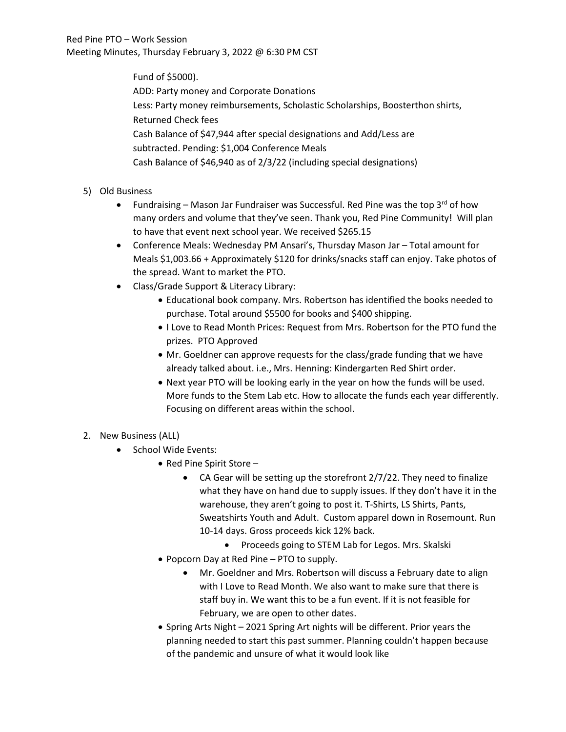Fund of $5000).

ADD: Party money and Corporate Donations

Less: Party money reimbursements, Scholastic Scholarships, Boosterthon shirts, Returned Check fees

Cash Balance of $47,944 after special designations and Add/Less are subtracted. Pending: $1,004 Conference Meals

Cash Balance of $46,940 as of 2/3/22 (including special designations)

5) Old Business
   - Fundraising – Mason Jar Fundraiser was Successful. Red Pine was the top 3rd of how many orders and volume that they've seen. Thank you, Red Pine Community! Will plan to have that event next school year. We received $265.15
   - Conference Meals: Wednesday PM Ansari's, Thursday Mason Jar – Total amount for Meals $1,003.66 + Approximately $120 for drinks/snacks staff can enjoy. Take photos of the spread. Want to market the PTO.
   - Class/Grade Support & Literacy Library:
     - Educational book company. Mrs. Robertson has identified the books needed to purchase. Total around $5500 for books and $400 shipping.
     - I Love to Read Month Prices: Request from Mrs. Robertson for the PTO fund the prizes. PTO Approved
     - Mr. Goeldner can approve requests for the class/grade funding that we have already talked about. i.e., Mrs. Henning: Kindergarten Red Shirt order.
     - Next year PTO will be looking early in the year on how the funds will be used. More funds to the Stem Lab etc. How to allocate the funds each year differently. Focusing on different areas within the school.

2. New Business (ALL)
   - School Wide Events:
     - Red Pine Spirit Store –
       - CA Gear will be setting up the storefront 2/7/22. They need to finalize what they have on hand due to supply issues. If they don't have it in the warehouse, they aren't going to post it. T-Shirts, LS Shirts, Pants, Sweatshirts Youth and Adult. Custom apparel down in Rosemount. Run 10-14 days. Gross proceeds kick 12% back.
         - Proceeds going to STEM Lab for Legos. Mrs. Skalski
     - Popcorn Day at Red Pine – PTO to supply.
       - Mr. Goeldner and Mrs. Robertson will discuss a February date to align with I Love to Read Month. We also want to make sure that there is staff buy in. We want this to be a fun event. If it is not feasible for February, we are open to other dates.
     - Spring Arts Night – 2021 Spring Art nights will be different. Prior years the planning needed to start this past summer. Planning couldn't happen because of the pandemic and unsure of what it would look like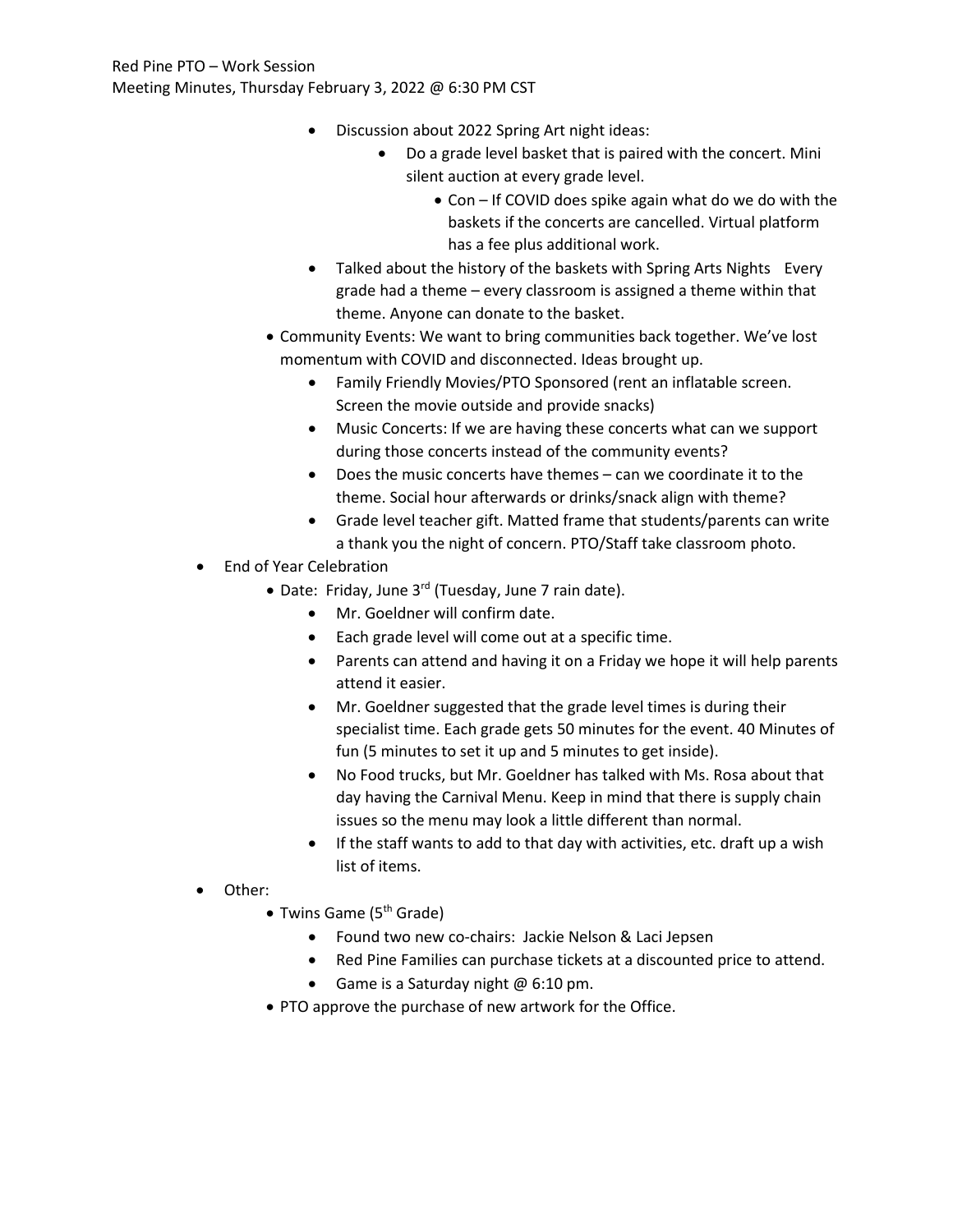- Discussion about 2022 Spring Art night ideas:
            - Do a grade level basket that is paired with the concert. Mini silent auction at every grade level.
                - Con – If COVID does spike again what do we do with the baskets if the concerts are cancelled. Virtual platform has a fee plus additional work.
        - Talked about the history of the baskets with Spring Arts Nights Every grade had a theme – every classroom is assigned a theme within that theme. Anyone can donate to the basket.
    - Community Events: We want to bring communities back together. We've lost momentum with COVID and disconnected. Ideas brought up.
        - Family Friendly Movies/PTO Sponsored (rent an inflatable screen. Screen the movie outside and provide snacks)
        - Music Concerts: If we are having these concerts what can we support during those concerts instead of the community events?
        - Does the music concerts have themes – can we coordinate it to the theme. Social hour afterwards or drinks/snack align with theme?
        - Grade level teacher gift. Matted frame that students/parents can write a thank you the night of concern. PTO/Staff take classroom photo.
- End of Year Celebration
    - Date: Friday, June 3rd (Tuesday, June 7 rain date).
        - Mr. Goeldner will confirm date.
        - Each grade level will come out at a specific time.
        - Parents can attend and having it on a Friday we hope it will help parents attend it easier.
        - Mr. Goeldner suggested that the grade level times is during their specialist time. Each grade gets 50 minutes for the event. 40 Minutes of fun (5 minutes to set it up and 5 minutes to get inside).
        - No Food trucks, but Mr. Goeldner has talked with Ms. Rosa about that day having the Carnival Menu. Keep in mind that there is supply chain issues so the menu may look a little different than normal.
        - If the staff wants to add to that day with activities, etc. draft up a wish list of items.
- Other:
    - Twins Game (5th Grade)
        - Found two new co-chairs: Jackie Nelson & Laci Jepsen
        - Red Pine Families can purchase tickets at a discounted price to attend.
        - Game is a Saturday night @ 6:10 pm.
    - PTO approve the purchase of new artwork for the Office.